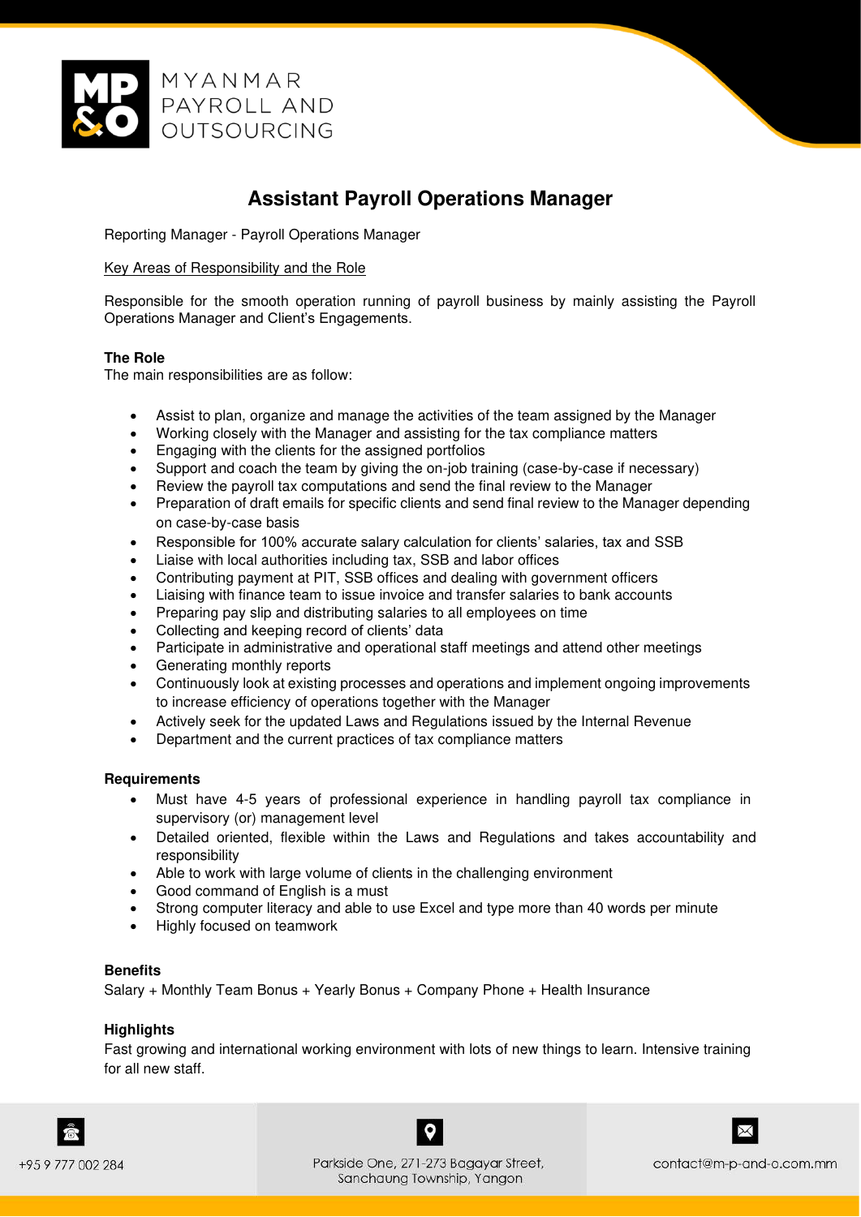MYANMAR PAYROLL AND OUTSOURCING

# Assistant Payroll Operations Manager

Reporting Manager - Payroll Operations Manager

Key Areas of Responsibility and the Role

Responsible for the smooth operation running of payroll business by mainly assisting the Payroll Operations Manager and Client's Engagements.

**The Role**

The main responsibilities are as follow:

- Assist to plan, organize and manage the activities of the team assigned by the Manager
- Working closely with the Manager and assisting for the tax compliance matters
- Engaging with the clients for the assigned portfolios
- Support and coach the team by giving the on-job training (case-by-case if necessary)
- Review the payroll tax computations and send the final review to the Manager
- Preparation of draft emails for specific clients and send final review to the Manager depending on case-by-case basis
- Responsible for 100% accurate salary calculation for clients' salaries, tax and SSB
- Liaise with local authorities including tax, SSB and labor offices
- Contributing payment at PIT, SSB offices and dealing with government officers
- Liaising with finance team to issue invoice and transfer salaries to bank accounts
- Preparing pay slip and distributing salaries to all employees on time
- Collecting and keeping record of clients' data
- Participate in administrative and operational staff meetings and attend other meetings
- Generating monthly reports
- Continuously look at existing processes and operations and implement ongoing improvements to increase efficiency of operations together with the Manager
- Actively seek for the updated Laws and Regulations issued by the Internal Revenue
- Department and the current practices of tax compliance matters

**Requirements**

- Must have 4-5 years of professional experience in handling payroll tax compliance in supervisory (or) management level
- Detailed oriented, flexible within the Laws and Regulations and takes accountability and responsibility
- Able to work with large volume of clients in the challenging environment
- Good command of English is a must
- Strong computer literacy and able to use Excel and type more than 40 words per minute
- Highly focused on teamwork

**Benefits**

Salary + Monthly Team Bonus + Yearly Bonus + Company Phone + Health Insurance

**Highlights**

Fast growing and international working environment with lots of new things to learn. Intensive training for all new staff.

+95 9 777 002 284

Parkside One, 271-273 Bagayar Street, Sanchaung Township, Yangon

contact@m-p-and-o.com.mm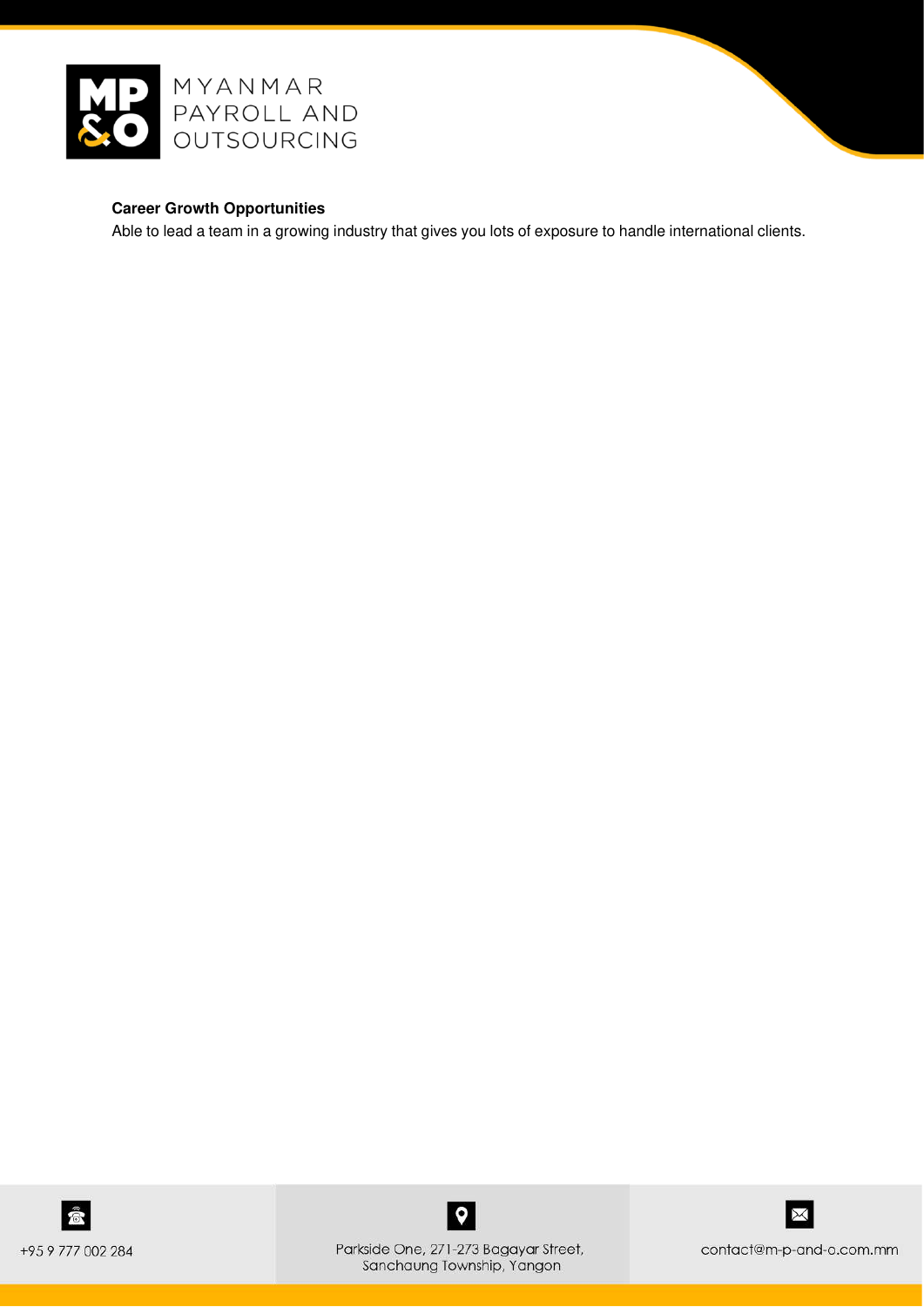**Career Growth Opportunities**

Able to lead a team in a growing industry that gives you lots of exposure to handle international clients.